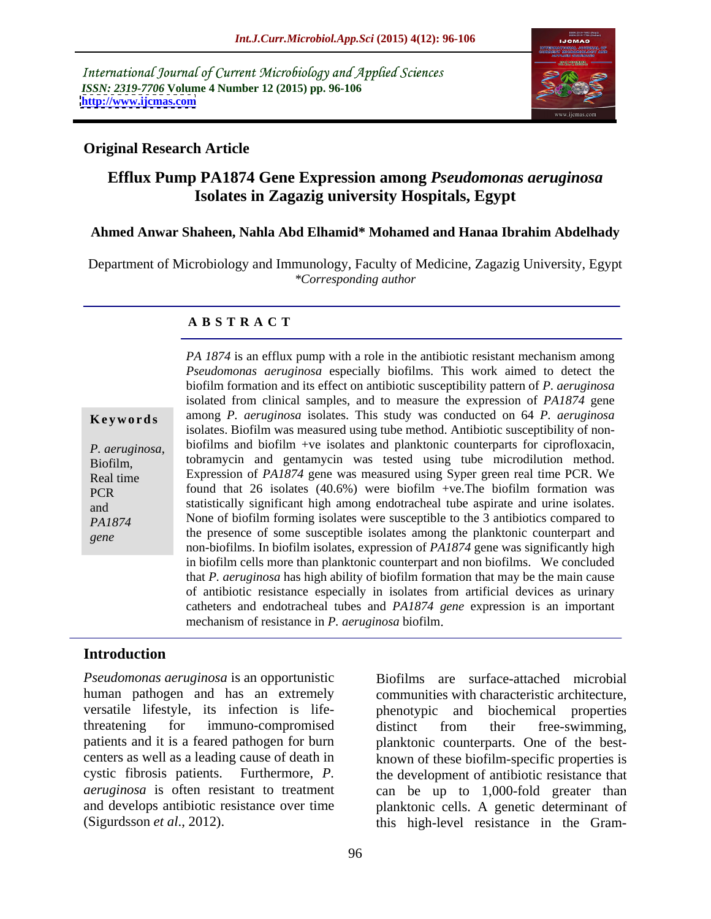International Journal of Current Microbiology and Applied Sciences
*ISSN: 2319-7706* **Volume 4 Number 12 (2015) pp. 96-106**
**http://www.ijcmas.com**

**Original Research Article**

# Efflux Pump PA1874 Gene Expression among *Pseudomonas aeruginosa* Isolates in Zagazig university Hospitals, Egypt

**Ahmed Anwar Shaheen, Nahla Abd Elhamid* Mohamed and Hanaa Ibrahim Abdelhady**

Department of Microbiology and Immunology, Faculty of Medicine, Zagazig University, Egypt
*\*Corresponding author*

**A B S T R A C T**

**Keywords**

*P. aeruginosa*, Biofilm, Real time PCR and *PA1874 gene*

*PA 1874* is an efflux pump with a role in the antibiotic resistant mechanism among *Pseudomonas aeruginosa* especially biofilms. This work aimed to detect the biofilm formation and its effect on antibiotic susceptibility pattern of *P. aeruginosa* isolated from clinical samples, and to measure the expression of *PA1874* gene among *P. aeruginosa* isolates. This study was conducted on 64 *P. aeruginosa* isolates. Biofilm was measured using tube method. Antibiotic susceptibility of non-biofilms and biofilm +ve isolates and planktonic counterparts for ciprofloxacin, tobramycin and gentamycin was tested using tube microdilution method. Expression of *PA1874* gene was measured using Syper green real time PCR. We found that 26 isolates (40.6%) were biofilm +ve.The biofilm formation was statistically significant high among endotracheal tube aspirate and urine isolates. None of biofilm forming isolates were susceptible to the 3 antibiotics compared to the presence of some susceptible isolates among the planktonic counterpart and non-biofilms. In biofilm isolates, expression of *PA1874* gene was significantly high in biofilm cells more than planktonic counterpart and non biofilms. We concluded that *P. aeruginosa* has high ability of biofilm formation that may be the main cause of antibiotic resistance especially in isolates from artificial devices as urinary catheters and endotracheal tubes and *PA1874 gene* expression is an important mechanism of resistance in *P. aeruginosa* biofilm.

## Introduction

*Pseudomonas aeruginosa* is an opportunistic human pathogen and has an extremely versatile lifestyle, its infection is life-threatening for immuno-compromised patients and it is a feared pathogen for burn centers as well as a leading cause of death in cystic fibrosis patients. Furthermore, *P. aeruginosa* is often resistant to treatment and develops antibiotic resistance over time (Sigurdsson *et al*., 2012).

Biofilms are surface-attached microbial communities with characteristic architecture, phenotypic and biochemical properties distinct from their free-swimming, planktonic counterparts. One of the best-known of these biofilm-specific properties is the development of antibiotic resistance that can be up to 1,000-fold greater than planktonic cells. A genetic determinant of this high-level resistance in the Gram-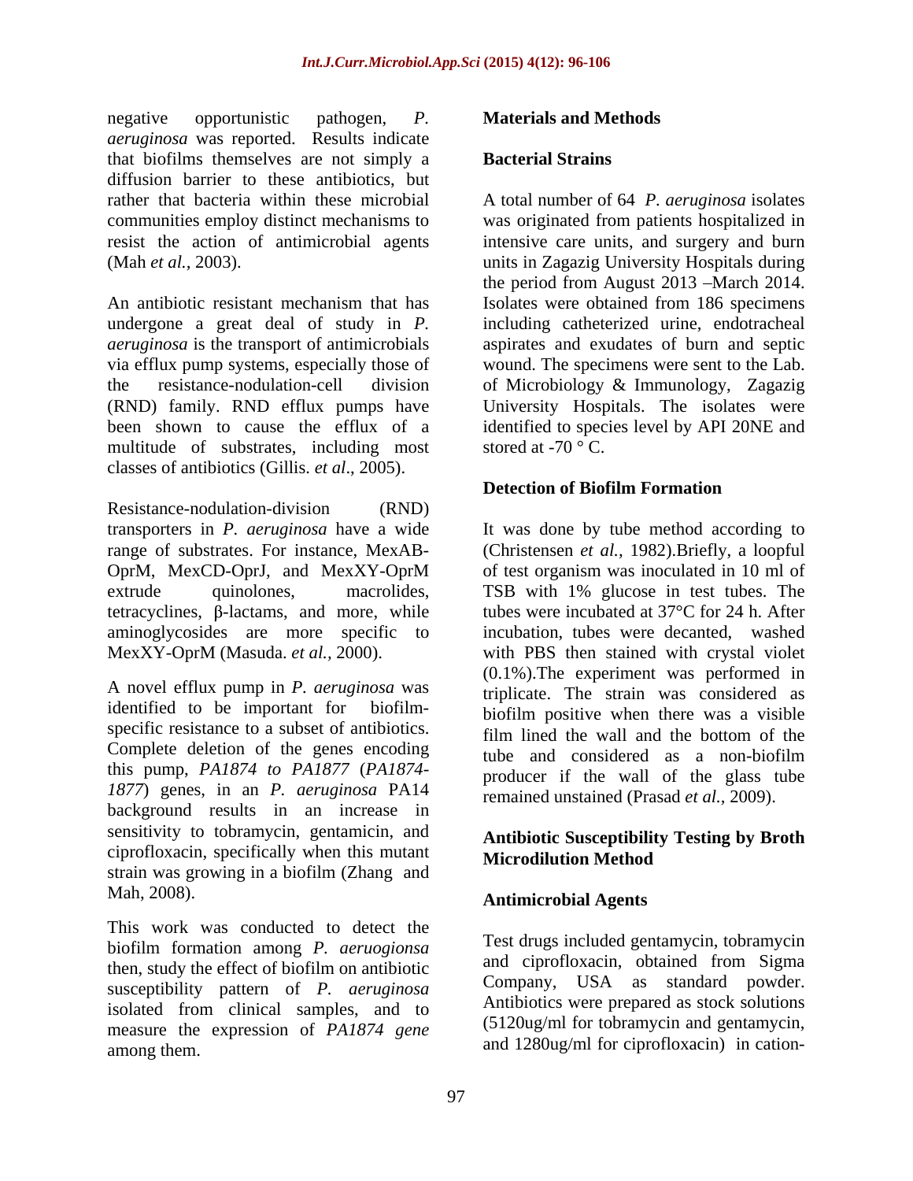negative opportunistic pathogen, *P. aeruginosa* was reported. Results indicate that biofilms themselves are not simply a diffusion barrier to these antibiotics, but rather that bacteria within these microbial communities employ distinct mechanisms to resist the action of antimicrobial agents (Mah *et al.,* 2003).

An antibiotic resistant mechanism that has undergone a great deal of study in *P. aeruginosa* is the transport of antimicrobials via efflux pump systems, especially those of the resistance-nodulation-cell division (RND) family. RND efflux pumps have been shown to cause the efflux of a multitude of substrates, including most classes of antibiotics (Gillis. *et al*., 2005).

Resistance-nodulation-division (RND) transporters in *P. aeruginosa* have a wide range of substrates. For instance, MexAB-OprM, MexCD-OprJ, and MexXY-OprM extrude quinolones, macrolides, tetracyclines, β-lactams, and more, while aminoglycosides are more specific to MexXY-OprM (Masuda. *et al.,* 2000).

A novel efflux pump in *P. aeruginosa* was identified to be important for biofilm-specific resistance to a subset of antibiotics. Complete deletion of the genes encoding this pump, *PA1874 to PA1877* (*PA1874-1877*) genes, in an *P. aeruginosa* PA14 background results in an increase in sensitivity to tobramycin, gentamicin, and ciprofloxacin, specifically when this mutant strain was growing in a biofilm (Zhang and Mah, 2008).

This work was conducted to detect the biofilm formation among *P. aeruogionsa* then, study the effect of biofilm on antibiotic susceptibility pattern of *P. aeruginosa* isolated from clinical samples, and to measure the expression of *PA1874 gene* among them.

## Materials and Methods

### Bacterial Strains

A total number of 64 *P. aeruginosa* isolates was originated from patients hospitalized in intensive care units, and surgery and burn units in Zagazig University Hospitals during the period from August 2013 –March 2014. Isolates were obtained from 186 specimens including catheterized urine, endotracheal aspirates and exudates of burn and septic wound. The specimens were sent to the Lab. of Microbiology & Immunology, Zagazig University Hospitals. The isolates were identified to species level by API 20NE and stored at -70 ° C.

### Detection of Biofilm Formation

It was done by tube method according to (Christensen *et al.,* 1982).Briefly, a loopful of test organism was inoculated in 10 ml of TSB with 1% glucose in test tubes. The tubes were incubated at 37°C for 24 h. After incubation, tubes were decanted, washed with PBS then stained with crystal violet (0.1%).The experiment was performed in triplicate. The strain was considered as biofilm positive when there was a visible film lined the wall and the bottom of the tube and considered as a non-biofilm producer if the wall of the glass tube remained unstained (Prasad *et al.,* 2009).

### Antibiotic Susceptibility Testing by Broth Microdilution Method

### Antimicrobial Agents

Test drugs included gentamycin, tobramycin and ciprofloxacin, obtained from Sigma Company, USA as standard powder. Antibiotics were prepared as stock solutions (5120ug/ml for tobramycin and gentamycin, and 1280ug/ml for ciprofloxacin) in cation-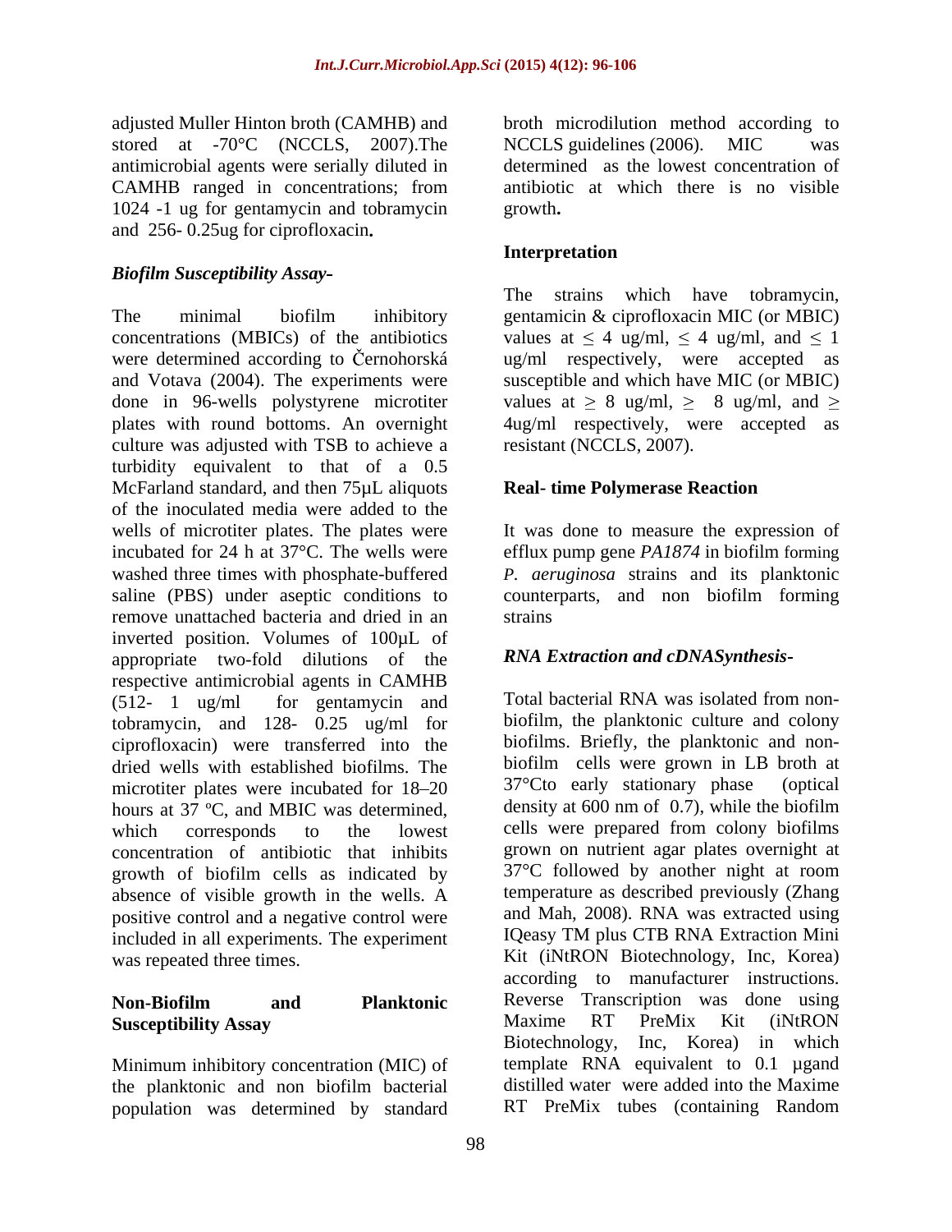adjusted Muller Hinton broth (CAMHB) and stored at -70°C (NCCLS, 2007).The antimicrobial agents were serially diluted in CAMHB ranged in concentrations; from 1024 -1 ug for gentamycin and tobramycin and 256- 0.25ug for ciprofloxacin**.**

### *Biofilm Susceptibility Assay-*

The minimal biofilm inhibitory concentrations (MBICs) of the antibiotics were determined according to Černohorská and Votava (2004). The experiments were done in 96-wells polystyrene microtiter plates with round bottoms. An overnight culture was adjusted with TSB to achieve a turbidity equivalent to that of a 0.5 McFarland standard, and then 75µL aliquots of the inoculated media were added to the wells of microtiter plates. The plates were incubated for 24 h at 37°C. The wells were washed three times with phosphate-buffered saline (PBS) under aseptic conditions to remove unattached bacteria and dried in an inverted position. Volumes of 100µL of appropriate two-fold dilutions of the respective antimicrobial agents in CAMHB (512- 1 ug/ml for gentamycin and tobramycin, and 128- 0.25 ug/ml for ciprofloxacin) were transferred into the dried wells with established biofilms. The microtiter plates were incubated for 18–20 hours at 37 ºC, and MBIC was determined, which corresponds to the lowest concentration of antibiotic that inhibits growth of biofilm cells as indicated by absence of visible growth in the wells. A positive control and a negative control were included in all experiments. The experiment was repeated three times.

### Non-Biofilm and Planktonic Susceptibility Assay

Minimum inhibitory concentration (MIC) of the planktonic and non biofilm bacterial population was determined by standard broth microdilution method according to NCCLS guidelines (2006). MIC was determined as the lowest concentration of antibiotic at which there is no visible growth**.**

### Interpretation

The strains which have tobramycin, gentamicin & ciprofloxacin MIC (or MBIC) values at $\leq$ 4 ug/ml, $\leq$ 4 ug/ml, and $\leq$ 1 ug/ml respectively, were accepted as susceptible and which have MIC (or MBIC) values at $\geq$ 8 ug/ml, $\geq$ 8 ug/ml, and $\geq$ 4ug/ml respectively, were accepted as resistant (NCCLS, 2007).

### Real- time Polymerase Reaction

It was done to measure the expression of efflux pump gene *PA1874* in biofilm forming *P. aeruginosa* strains and its planktonic counterparts, and non biofilm forming strains

### *RNA Extraction and cDNASynthesis-*

Total bacterial RNA was isolated from non-biofilm, the planktonic culture and colony biofilms. Briefly, the planktonic and non-biofilm cells were grown in LB broth at 37°Cto early stationary phase (optical density at 600 nm of 0.7), while the biofilm cells were prepared from colony biofilms grown on nutrient agar plates overnight at 37°C followed by another night at room temperature as described previously (Zhang and Mah, 2008). RNA was extracted using IQeasy TM plus CTB RNA Extraction Mini Kit (iNtRON Biotechnology, Inc, Korea) according to manufacturer instructions. Reverse Transcription was done using Maxime RT PreMix Kit (iNtRON Biotechnology, Inc, Korea) in which template RNA equivalent to 0.1 µgand distilled water were added into the Maxime RT PreMix tubes (containing Random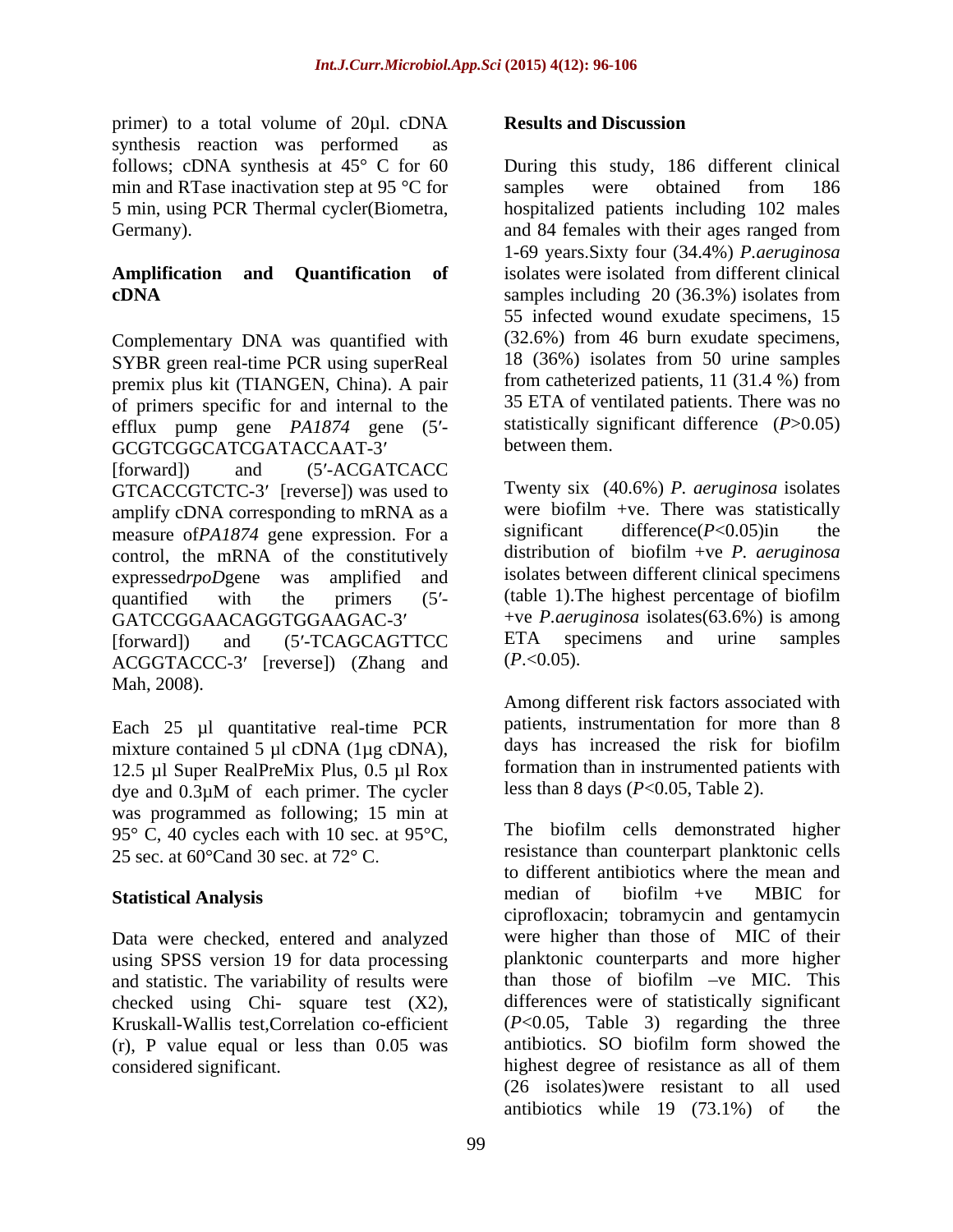primer) to a total volume of 20µl. cDNA synthesis reaction was performed as follows; cDNA synthesis at 45° C for 60 min and RTase inactivation step at 95 °C for 5 min, using PCR Thermal cycler(Biometra, Germany).

### Amplification and Quantification of cDNA

Complementary DNA was quantified with SYBR green real-time PCR using superReal premix plus kit (TIANGEN, China). A pair of primers specific for and internal to the efflux pump gene *PA1874* gene (5′-GCGTCGGCATCGATACCAAT-3′ [forward]) and (5′-ACGATCACC GTCACCGTCTC-3′ [reverse]) was used to amplify cDNA corresponding to mRNA as a measure of*PA1874* gene expression. For a control, the mRNA of the constitutively expressed*rpoD*gene was amplified and quantified with the primers (5′-GATCCGGAACAGGTGGAAGAC-3′ [forward]) and (5′-TCAGCAGTTCC ACGGTACCC-3′ [reverse]) (Zhang and Mah, 2008).

Each 25 µl quantitative real-time PCR mixture contained 5 µl cDNA (1µg cDNA), 12.5 µl Super RealPreMix Plus, 0.5 µl Rox dye and 0.3µM of each primer. The cycler was programmed as following; 15 min at 95° C, 40 cycles each with 10 sec. at 95°C, 25 sec. at 60°Cand 30 sec. at 72° C.

### Statistical Analysis

Data were checked, entered and analyzed using SPSS version 19 for data processing and statistic. The variability of results were checked using Chi- square test ($X2$), Kruskall-Wallis test,Correlation co-efficient ($r$), P value equal or less than 0.05 was considered significant.

## Results and Discussion

During this study, 186 different clinical samples were obtained from 186 hospitalized patients including 102 males and 84 females with their ages ranged from 1-69 years.Sixty four (34.4%) *P.aeruginosa* isolates were isolated from different clinical samples including 20 (36.3%) isolates from 55 infected wound exudate specimens, 15 (32.6%) from 46 burn exudate specimens, 18 (36%) isolates from 50 urine samples from catheterized patients, 11 (31.4 %) from 35 ETA of ventilated patients. There was no statistically significant difference ($P$>0.05) between them.

Twenty six (40.6%) *P. aeruginosa* isolates were biofilm +ve. There was statistically significant difference($P$<0.05)in the distribution of biofilm +ve *P. aeruginosa* isolates between different clinical specimens (table 1).The highest percentage of biofilm +ve *P.aeruginosa* isolates(63.6%) is among ETA specimens and urine samples ($P$.<0.05).

Among different risk factors associated with patients, instrumentation for more than 8 days has increased the risk for biofilm formation than in instrumented patients with less than 8 days ($P$<0.05, Table 2).

The biofilm cells demonstrated higher resistance than counterpart planktonic cells to different antibiotics where the mean and median of biofilm +ve MBIC for ciprofloxacin; tobramycin and gentamycin were higher than those of MIC of their planktonic counterparts and more higher than those of biofilm –ve MIC. This differences were of statistically significant ($P$<0.05, Table 3) regarding the three antibiotics. SO biofilm form showed the highest degree of resistance as all of them (26 isolates)were resistant to all used antibiotics while 19 (73.1%) of the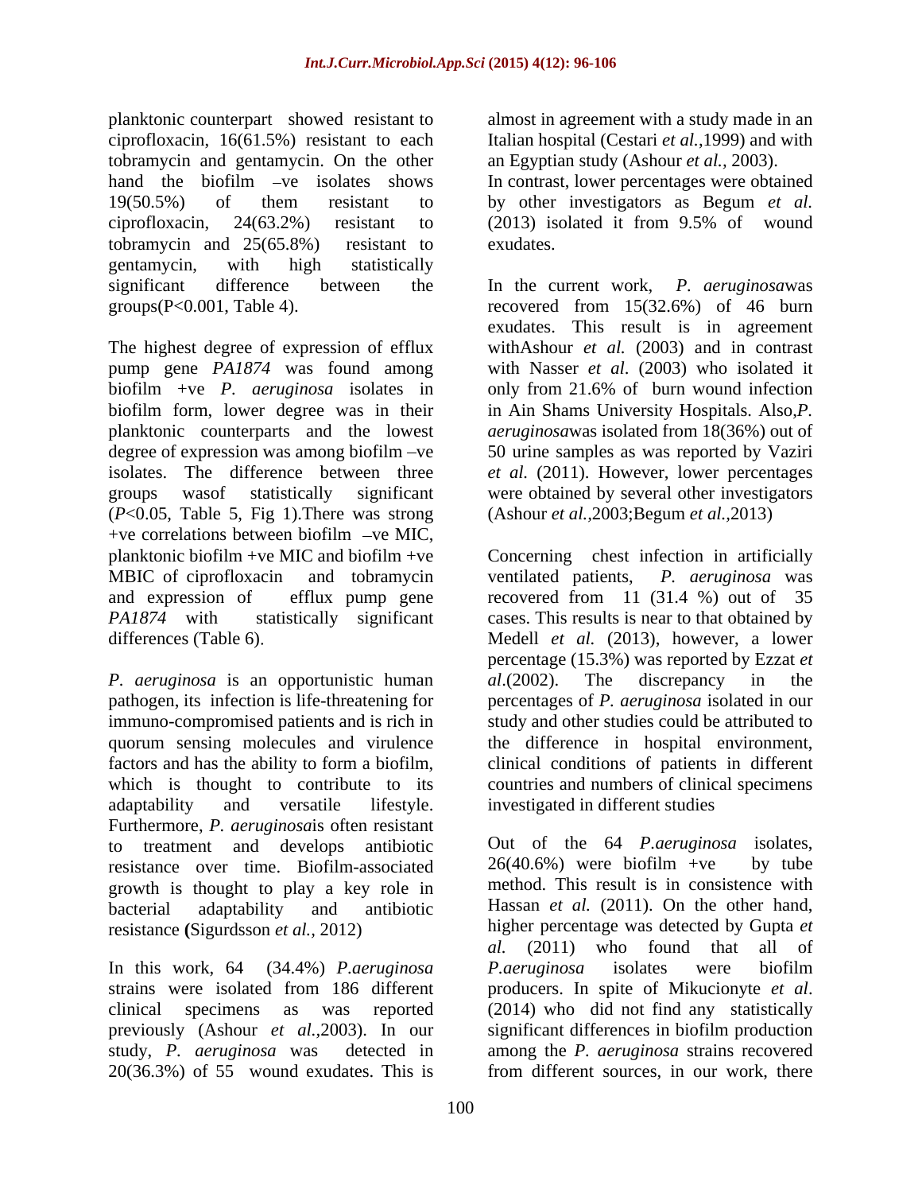planktonic counterpart showed resistant to ciprofloxacin, 16(61.5%) resistant to each tobramycin and gentamycin. On the other hand the biofilm –ve isolates shows 19(50.5%) of them resistant to ciprofloxacin, 24(63.2%) resistant to tobramycin and 25(65.8%) resistant to gentamycin, with high statistically significant difference between the groups(P<0.001, Table 4).

The highest degree of expression of efflux pump gene *PA1874* was found among biofilm +ve *P. aeruginosa* isolates in biofilm form, lower degree was in their planktonic counterparts and the lowest degree of expression was among biofilm –ve isolates. The difference between three groups wasof statistically significant (*P*<0.05, Table 5, Fig 1).There was strong +ve correlations between biofilm –ve MIC, planktonic biofilm +ve MIC and biofilm +ve MBIC of ciprofloxacin and tobramycin and expression of efflux pump gene *PA1874* with statistically significant differences (Table 6).

*P. aeruginosa* is an opportunistic human pathogen, its infection is life-threatening for immuno-compromised patients and is rich in quorum sensing molecules and virulence factors and has the ability to form a biofilm, which is thought to contribute to its adaptability and versatile lifestyle. Furthermore, *P. aeruginosa*is often resistant to treatment and develops antibiotic resistance over time. Biofilm-associated growth is thought to play a key role in bacterial adaptability and antibiotic resistance **(**Sigurdsson *et al.,* 2012)

In this work, 64 (34.4%) *P.aeruginosa* strains were isolated from 186 different clinical specimens as was reported previously (Ashour *et al.,*2003). In our study, *P. aeruginosa* was detected in 20(36.3%) of 55 wound exudates. This is almost in agreement with a study made in an Italian hospital (Cestari *et al.,*1999) and with an Egyptian study (Ashour *et al.,* 2003).
In contrast, lower percentages were obtained by other investigators as Begum *et al.* (2013) isolated it from 9.5% of wound exudates.

In the current work, *P. aeruginosa*was recovered from 15(32.6%) of 46 burn exudates. This result is in agreement withAshour *et al.* (2003) and in contrast with Nasser *et al.* (2003) who isolated it only from 21.6% of burn wound infection in Ain Shams University Hospitals. Also,*P. aeruginosa*was isolated from 18(36%) out of 50 urine samples as was reported by Vaziri *et al.* (2011). However, lower percentages were obtained by several other investigators (Ashour *et al.,*2003;Begum *et al.,*2013)

Concerning chest infection in artificially ventilated patients, *P. aeruginosa* was recovered from 11 (31.4 %) out of 35 cases. This results is near to that obtained by Medell *et al.* (2013), however, a lower percentage (15.3%) was reported by Ezzat *et al.*(2002). The discrepancy in the percentages of *P. aeruginosa* isolated in our study and other studies could be attributed to the difference in hospital environment, clinical conditions of patients in different countries and numbers of clinical specimens investigated in different studies

Out of the 64 *P.aeruginosa* isolates, 26(40.6%) were biofilm +ve by tube method. This result is in consistence with Hassan *et al.* (2011). On the other hand, higher percentage was detected by Gupta *et al.* (2011) who found that all of *P.aeruginosa* isolates were biofilm producers. In spite of Mikucionyte *et al*. (2014) who did not find any statistically significant differences in biofilm production among the *P. aeruginosa* strains recovered from different sources, in our work, there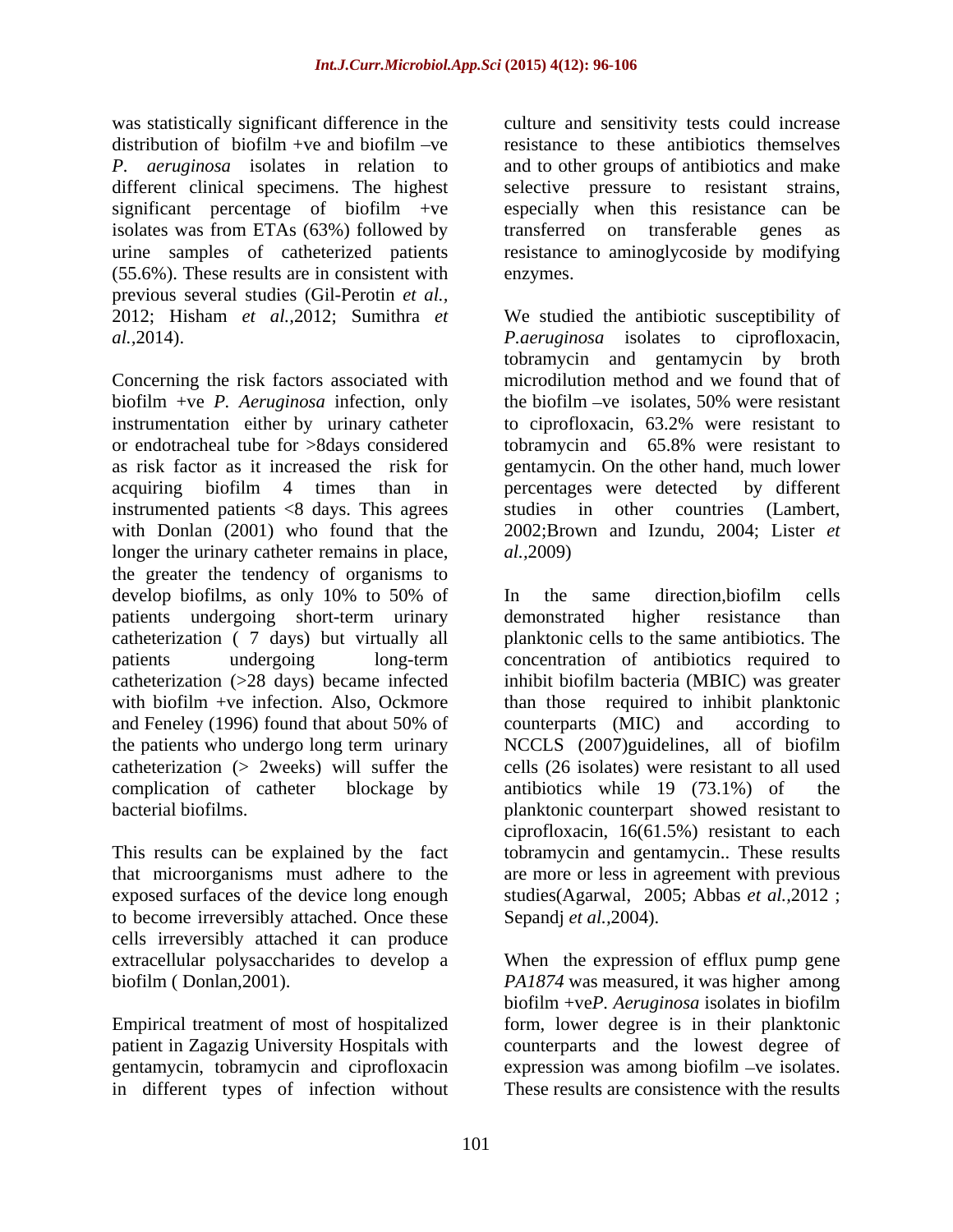was statistically significant difference in the distribution of biofilm +ve and biofilm –ve *P. aeruginosa* isolates in relation to different clinical specimens. The highest significant percentage of biofilm +ve isolates was from ETAs (63%) followed by urine samples of catheterized patients (55.6%). These results are in consistent with previous several studies (Gil-Perotin *et al.,* 2012; Hisham *et al.,*2012; Sumithra *et al.,*2014).

Concerning the risk factors associated with biofilm +ve *P. Aeruginosa* infection, only instrumentation either by urinary catheter or endotracheal tube for >8days considered as risk factor as it increased the risk for acquiring biofilm 4 times than in instrumented patients <8 days. This agrees with Donlan (2001) who found that the longer the urinary catheter remains in place, the greater the tendency of organisms to develop biofilms, as only 10% to 50% of patients undergoing short-term urinary catheterization ( 7 days) but virtually all patients undergoing long-term catheterization (>28 days) became infected with biofilm +ve infection. Also, Ockmore and Feneley (1996) found that about 50% of the patients who undergo long term urinary catheterization (> 2weeks) will suffer the complication of catheter blockage by bacterial biofilms.

This results can be explained by the fact that microorganisms must adhere to the exposed surfaces of the device long enough to become irreversibly attached. Once these cells irreversibly attached it can produce extracellular polysaccharides to develop a biofilm ( Donlan,2001).

Empirical treatment of most of hospitalized patient in Zagazig University Hospitals with gentamycin, tobramycin and ciprofloxacin in different types of infection without culture and sensitivity tests could increase resistance to these antibiotics themselves and to other groups of antibiotics and make selective pressure to resistant strains, especially when this resistance can be transferred on transferable genes as resistance to aminoglycoside by modifying enzymes.

We studied the antibiotic susceptibility of *P.aeruginosa* isolates to ciprofloxacin, tobramycin and gentamycin by broth microdilution method and we found that of the biofilm –ve isolates, 50% were resistant to ciprofloxacin, 63.2% were resistant to tobramycin and 65.8% were resistant to gentamycin. On the other hand, much lower percentages were detected by different studies in other countries (Lambert, 2002;Brown and Izundu, 2004; Lister *et al.,*2009)

In the same direction,biofilm cells demonstrated higher resistance than planktonic cells to the same antibiotics. The concentration of antibiotics required to inhibit biofilm bacteria (MBIC) was greater than those required to inhibit planktonic counterparts (MIC) and according to NCCLS (2007)guidelines, all of biofilm cells (26 isolates) were resistant to all used antibiotics while 19 (73.1%) of the planktonic counterpart showed resistant to ciprofloxacin, 16(61.5%) resistant to each tobramycin and gentamycin.. These results are more or less in agreement with previous studies(Agarwal, 2005; Abbas *et al.,*2012 ; Sepandj *et al.,*2004).

When the expression of efflux pump gene *PA1874* was measured, it was higher among biofilm +ve*P. Aeruginosa* isolates in biofilm form, lower degree is in their planktonic counterparts and the lowest degree of expression was among biofilm –ve isolates. These results are consistence with the results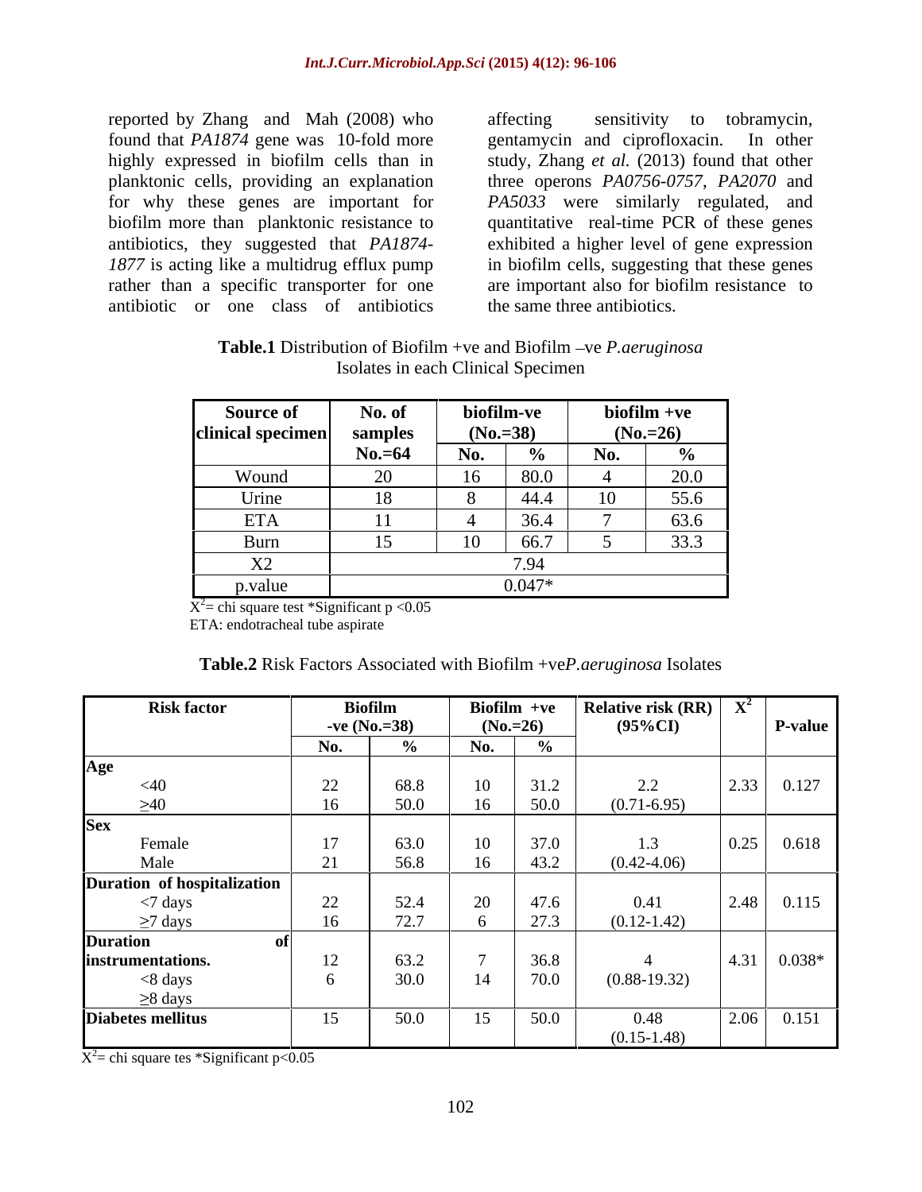reported by Zhang and Mah (2008) who found that *PA1874* gene was 10-fold more highly expressed in biofilm cells than in planktonic cells, providing an explanation for why these genes are important for biofilm more than planktonic resistance to antibiotics, they suggested that *PA1874-1877* is acting like a multidrug efflux pump rather than a specific transporter for one antibiotic or one class of antibiotics affecting sensitivity to tobramycin, gentamycin and ciprofloxacin. In other study, Zhang *et al.* (2013) found that other three operons *PA0756-0757*, *PA2070* and *PA5033* were similarly regulated, and quantitative real-time PCR of these genes exhibited a higher level of gene expression in biofilm cells, suggesting that these genes are important also for biofilm resistance to the same three antibiotics.

**Table.1** Distribution of Biofilm +ve and Biofilm –ve *P.aeruginosa* Isolates in each Clinical Specimen

| Source of clinical specimen | No. of samples | biofilm-ve (No.=38) | | biofilm +ve (No.=26) | |
|---|---|---|---|---|---|
| | No.=64 | No. | % | No. | % |
| Wound | 20 | 16 | 80.0 | 4 | 20.0 |
| Urine | 18 | 8 | 44.4 | 10 | 55.6 |
| ETA | 11 | 4 | 36.4 | 7 | 63.6 |
| Burn | 15 | 10 | 66.7 | 5 | 33.3 |
| X2 | 7.94 | | | | |
| p.value | 0.047* | | | | |

$X^2$= chi square test *Significant $p < 0.05$

ETA: endotracheal tube aspirate

**Table.2** Risk Factors Associated with Biofilm +ve*P.aeruginosa* Isolates

| Risk factor | Biofilm -ve (No.=38) | | Biofilm +ve (No.=26) | | Relative risk (RR) (95%CI) | $X^2$ | P-value |
|---|---|---|---|---|---|---|---|
| | No. | % | No. | % | | | |
| **Age** | | | | | | | |
| <40 | 22 | 68.8 | 10 | 31.2 | 2.2 | 2.33 | 0.127 |
| ≥40 | 16 | 50.0 | 16 | 50.0 | (0.71-6.95) | | |
| **Sex** | | | | | | | |
| Female | 17 | 63.0 | 10 | 37.0 | 1.3 | 0.25 | 0.618 |
| Male | 21 | 56.8 | 16 | 43.2 | (0.42-4.06) | | |
| **Duration of hospitalization** | | | | | | | |
| <7 days | 22 | 52.4 | 20 | 47.6 | 0.41 | 2.48 | 0.115 |
| ≥7 days | 16 | 72.7 | 6 | 27.3 | (0.12-1.42) | | |
| **Duration of instrumentations.** | | | | | | | |
| <8 days | 12 | 63.2 | 7 | 36.8 | 4 | 4.31 | 0.038* |
| ≥8 days | 6 | 30.0 | 14 | 70.0 | (0.88-19.32) | | |
| **Diabetes mellitus** | 15 | 50.0 | 15 | 50.0 | 0.48 (0.15-1.48) | 2.06 | 0.151 |

$X^2$= chi square tes *Significant $p<0.05$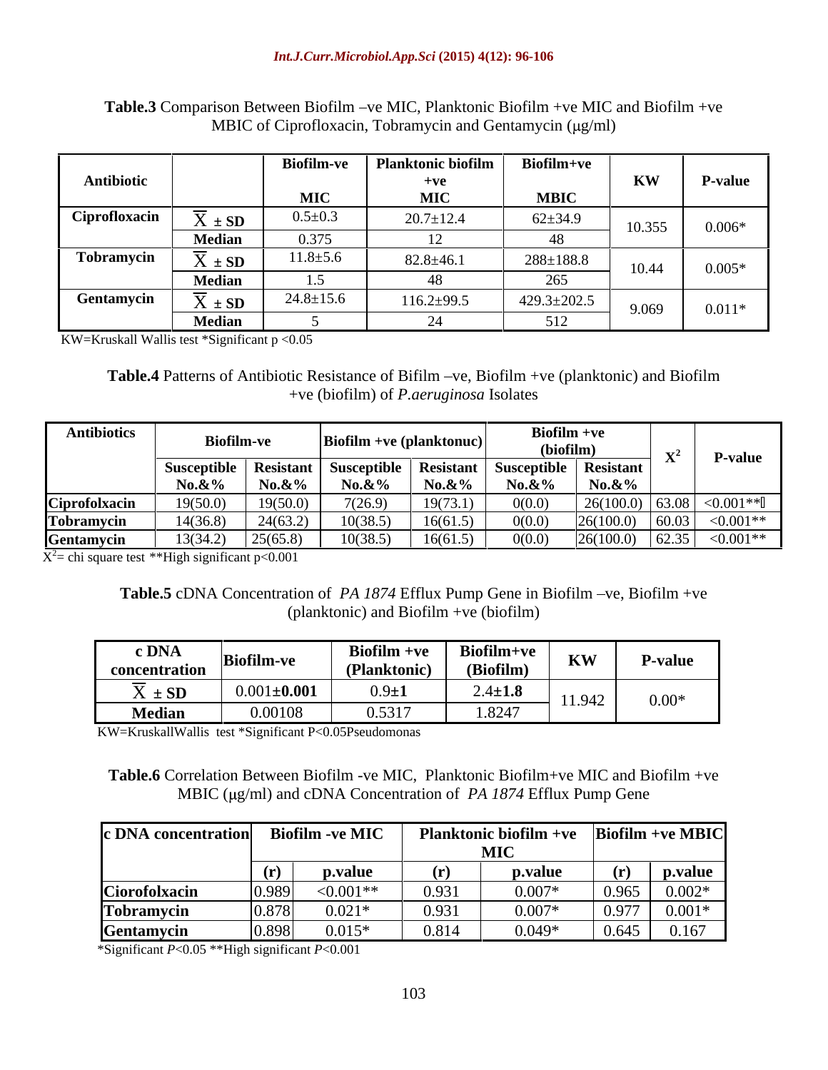**Table.3** Comparison Between Biofilm –ve MIC, Planktonic Biofilm +ve MIC and Biofilm +ve MBIC of Ciprofloxacin, Tobramycin and Gentamycin (μg/ml)

| Antibiotic | | Biofilm-ve MIC | Planktonic biofilm +ve MIC | Biofilm+ve MBIC | KW | P-value |
|---|---|---|---|---|---|---|
| Ciprofloxacin | $\overline{X} \pm SD$ | 0.5±0.3 | 20.7±12.4 | 62±34.9 | 10.355 | 0.006* |
| | Median | 0.375 | 12 | 48 | | |
| Tobramycin | $\overline{X} \pm SD$ | 11.8±5.6 | 82.8±46.1 | 288±188.8 | 10.44 | 0.005* |
| | Median | 1.5 | 48 | 265 | | |
| Gentamycin | $\overline{X} \pm SD$ | 24.8±15.6 | 116.2±99.5 | 429.3±202.5 | 9.069 | 0.011* |
| | Median | 5 | 24 | 512 | | |

KW=Kruskall Wallis test *Significant p <0.05

**Table.4** Patterns of Antibiotic Resistance of Bifilm –ve, Biofilm +ve (planktonic) and Biofilm +ve (biofilm) of *P.aeruginosa* Isolates

| Antibiotics | Biofilm-ve | | Biofilm +ve (planktonuc) | | Biofilm +ve (biofilm) | | $X^2$ | P-value |
|---|---|---|---|---|---|---|---|---|
| | Susceptible No.&% | Resistant No.&% | Susceptible No.&% | Resistant No.&% | Susceptible No.&% | Resistant No.&% | | |
| Ciprofolxacin | 19(50.0) | 19(50.0) | 7(26.9) | 19(73.1) | 0(0.0) | 26(100.0) | 63.08 | <0.001** |
| Tobramycin | 14(36.8) | 24(63.2) | 10(38.5) | 16(61.5) | 0(0.0) | 26(100.0) | 60.03 | <0.001** |
| Gentamycin | 13(34.2) | 25(65.8) | 10(38.5) | 16(61.5) | 0(0.0) | 26(100.0) | 62.35 | <0.001** |

$X^2$= chi square test **High significant p<0.001

**Table.5** cDNA Concentration of *PA 1874* Efflux Pump Gene in Biofilm –ve, Biofilm +ve (planktonic) and Biofilm +ve (biofilm)

| c DNA concentration | Biofilm-ve | Biofilm +ve (Planktonic) | Biofilm+ve (Biofilm) | KW | P-value |
|---|---|---|---|---|---|
| $\overline{X} \pm SD$ | 0.001±0.001 | 0.9±1 | 2.4±1.8 | 11.942 | 0.00* |
| Median | 0.00108 | 0.5317 | 1.8247 | | |

KW=KruskallWallis test *Significant P<0.05Pseudomonas

**Table.6** Correlation Between Biofilm -ve MIC, Planktonic Biofilm+ve MIC and Biofilm +ve MBIC (μg/ml) and cDNA Concentration of *PA 1874* Efflux Pump Gene

| c DNA concentration | Biofilm -ve MIC | | Planktonic biofilm +ve MIC | | Biofilm +ve MBIC | |
|---|---|---|---|---|---|---|
| | (r) | p.value | (r) | p.value | (r) | p.value |
| Ciorofolxacin | 0.989 | <0.001** | 0.931 | 0.007* | 0.965 | 0.002* |
| Tobramycin | 0.878 | 0.021* | 0.931 | 0.007* | 0.977 | 0.001* |
| Gentamycin | 0.898 | 0.015* | 0.814 | 0.049* | 0.645 | 0.167 |

*Significant *P*<0.05 **High significant *P*<0.001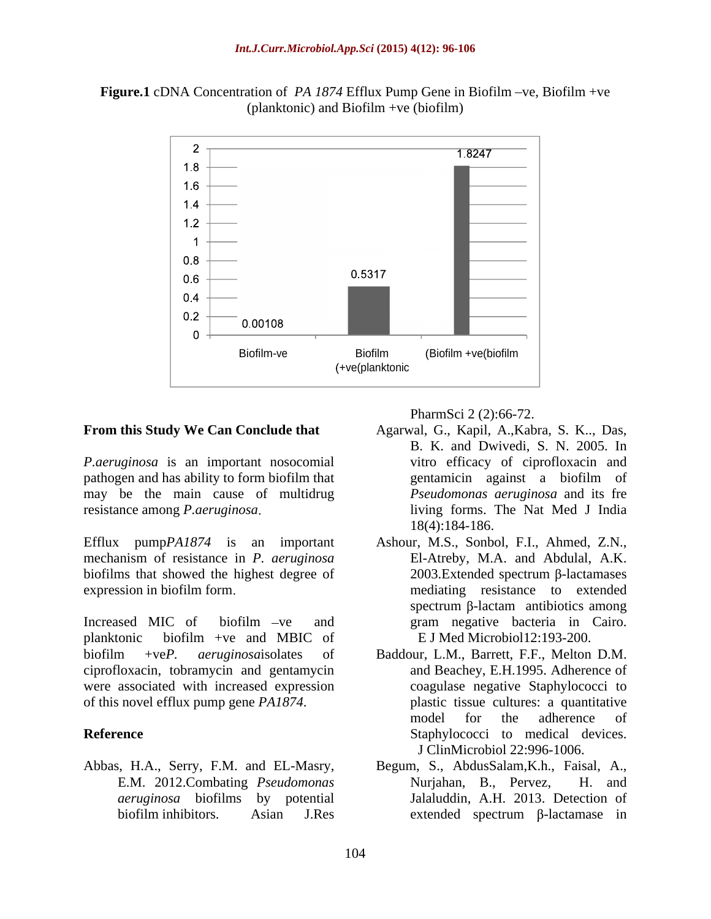**Figure.1** cDNA Concentration of *PA 1874* Efflux Pump Gene in Biofilm –ve, Biofilm +ve (planktonic) and Biofilm +ve (biofilm)

| Sample | cDNA Concentration |
| --- | --- |
| Biofilm-ve | 0.00108 |
| Biofilm (+ve(planktonic | 0.5317 |
| (Biofilm +ve(biofilm | 1.8247 |

**From this Study We Can Conclude that**

*P.aeruginosa* is an important nosocomial pathogen and has ability to form biofilm that may be the main cause of multidrug resistance among *P.aeruginosa*.

Efflux pump*PA1874* is an important mechanism of resistance in *P. aeruginosa* biofilms that showed the highest degree of expression in biofilm form.

Increased MIC of biofilm –ve and planktonic biofilm +ve and MBIC of biofilm +ve*P. aeruginosa*isolates of ciprofloxacin, tobramycin and gentamycin were associated with increased expression of this novel efflux pump gene *PA1874*.

**Reference**

Abbas, H.A., Serry, F.M. and EL-Masry, E.M. 2012.Combating *Pseudomonas aeruginosa* biofilms by potential biofilm inhibitors. Asian J.Res PharmSci 2 (2):66-72.

Agarwal, G., Kapil, A.,Kabra, S. K.., Das, B. K. and Dwivedi, S. N. 2005. In vitro efficacy of ciprofloxacin and gentamicin against a biofilm of *Pseudomonas aeruginosa* and its fre living forms. The Nat Med J India 18(4):184-186.

Ashour, M.S., Sonbol, F.I., Ahmed, Z.N., El-Atreby, M.A. and Abdulal, A.K. 2003.Extended spectrum β-lactamases mediating resistance to extended spectrum β-lactam antibiotics among gram negative bacteria in Cairo. E J Med Microbiol12:193-200.

Baddour, L.M., Barrett, F.F., Melton D.M. and Beachey, E.H.1995. Adherence of coagulase negative Staphylococci to plastic tissue cultures: a quantitative model for the adherence of Staphylococci to medical devices. J ClinMicrobiol 22:996-1006.

Begum, S., AbdusSalam,K.h., Faisal, A., Nurjahan, B., Pervez, H. and Jalaluddin, A.H. 2013. Detection of extended spectrum β-lactamase in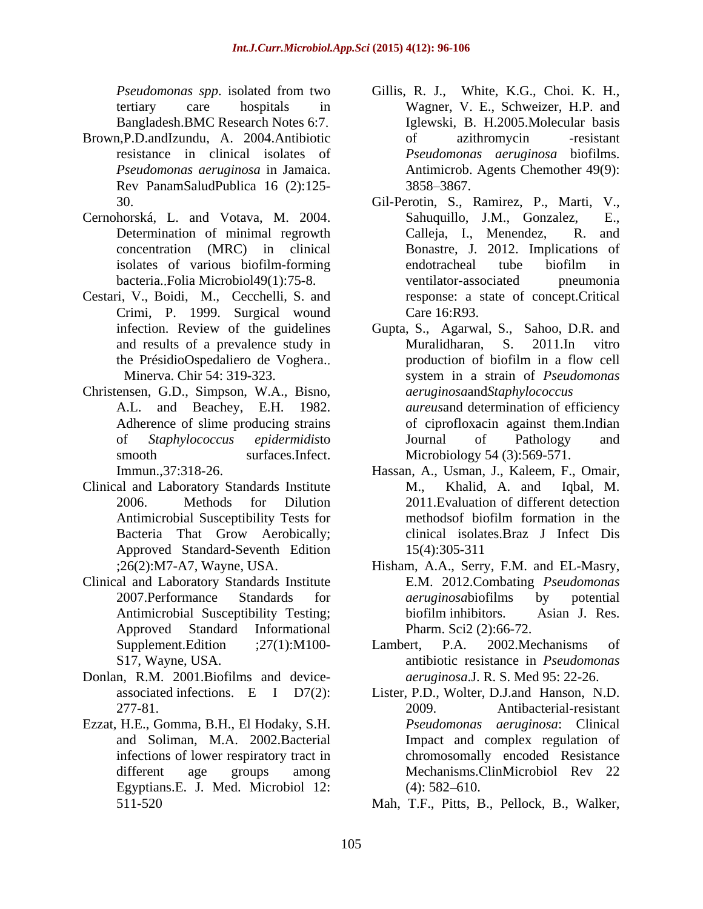*Pseudomonas spp*. isolated from two tertiary care hospitals in Bangladesh.BMC Research Notes 6:7.

Brown,P.D.andIzundu, A. 2004.Antibiotic resistance in clinical isolates of *Pseudomonas aeruginosa* in Jamaica. Rev PanamSaludPublica 16 (2):125-30.

Cernohorská, L. and Votava, M. 2004. Determination of minimal regrowth concentration (MRC) in clinical isolates of various biofilm-forming bacteria..Folia Microbiol49(1):75-8.

Cestari, V., Boidi, M., Cecchelli, S. and Crimi, P. 1999. Surgical wound infection. Review of the guidelines and results of a prevalence study in the PrésidioOspedaliero de Voghera.. Minerva. Chir 54: 319-323.

Christensen, G.D., Simpson, W.A., Bisno, A.L. and Beachey, E.H. 1982. Adherence of slime producing strains of *Staphylococcus epidermidis*to smooth surfaces.Infect. Immun.,37:318-26.

Clinical and Laboratory Standards Institute 2006. Methods for Dilution Antimicrobial Susceptibility Tests for Bacteria That Grow Aerobically; Approved Standard-Seventh Edition ;26(2):M7-A7, Wayne, USA.

Clinical and Laboratory Standards Institute 2007.Performance Standards for Antimicrobial Susceptibility Testing; Approved Standard Informational Supplement.Edition ;27(1):M100-S17, Wayne, USA.

Donlan, R.M. 2001.Biofilms and device-associated infections. E I D7(2): 277-81.

Ezzat, H.E., Gomma, B.H., El Hodaky, S.H. and Soliman, M.A. 2002.Bacterial infections of lower respiratory tract in different age groups among Egyptians.E. J. Med. Microbiol 12: 511-520

Gillis, R. J., White, K.G., Choi. K. H., Wagner, V. E., Schweizer, H.P. and Iglewski, B. H.2005.Molecular basis of azithromycin -resistant *Pseudomonas aeruginosa* biofilms. Antimicrob. Agents Chemother 49(9): 3858–3867.

Gil-Perotin, S., Ramirez, P., Marti, V., Sahuquillo, J.M., Gonzalez, E., Calleja, I., Menendez, R. and Bonastre, J. 2012. Implications of endotracheal tube biofilm in ventilator-associated pneumonia response: a state of concept.Critical Care 16:R93.

Gupta, S., Agarwal, S., Sahoo, D.R. and Muralidharan, S. 2011.In vitro production of biofilm in a flow cell system in a strain of *Pseudomonas aeruginosa*and*Staphylococcus aureus*and determination of efficiency of ciprofloxacin against them.Indian Journal of Pathology and Microbiology 54 (3):569-571.

Hassan, A., Usman, J., Kaleem, F., Omair, M., Khalid, A. and Iqbal, M. 2011.Evaluation of different detection methodsof biofilm formation in the clinical isolates.Braz J Infect Dis 15(4):305-311

Hisham, A.A., Serry, F.M. and EL-Masry, E.M. 2012.Combating *Pseudomonas aeruginosa*biofilms by potential biofilm inhibitors. Asian J. Res. Pharm. Sci2 (2):66-72.

Lambert, P.A. 2002.Mechanisms of antibiotic resistance in *Pseudomonas aeruginosa*.J. R. S. Med 95: 22-26.

Lister, P.D., Wolter, D.J.and Hanson, N.D. 2009. Antibacterial-resistant *Pseudomonas aeruginosa*: Clinical Impact and complex regulation of chromosomally encoded Resistance Mechanisms.ClinMicrobiol Rev 22 (4): 582–610.

Mah, T.F., Pitts, B., Pellock, B., Walker,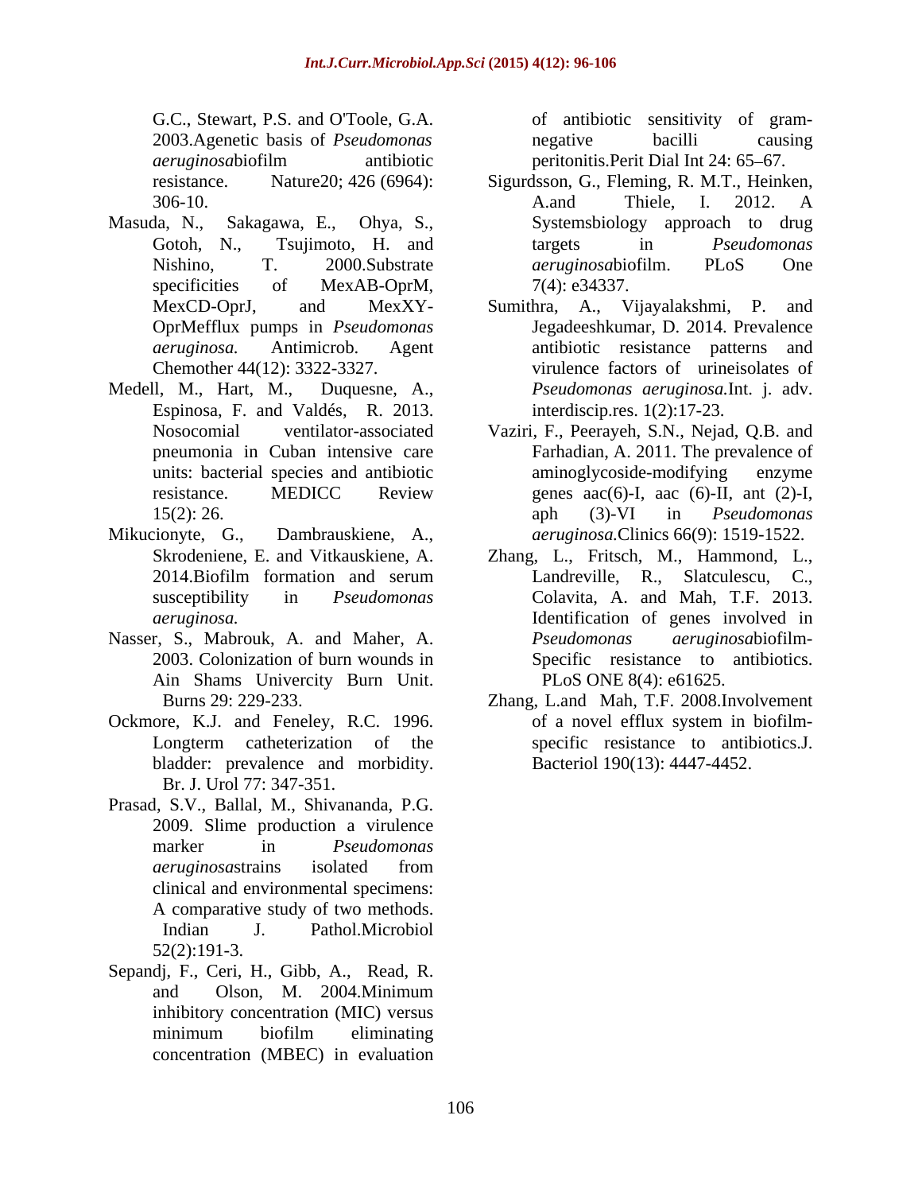G.C., Stewart, P.S. and O'Toole, G.A. 2003.Agenetic basis of *Pseudomonas aeruginosa*biofilm antibiotic resistance. Nature20; 426 (6964): 306-10.

Masuda, N., Sakagawa, E., Ohya, S., Gotoh, N., Tsujimoto, H. and Nishino, T. 2000.Substrate specificities of MexAB-OprM, MexCD-OprJ, and MexXY-OprMefflux pumps in *Pseudomonas aeruginosa.* Antimicrob. Agent Chemother 44(12): 3322-3327.

Medell, M., Hart, M., Duquesne, A., Espinosa, F. and Valdés, R. 2013. Nosocomial ventilator-associated pneumonia in Cuban intensive care units: bacterial species and antibiotic resistance. MEDICC Review 15(2): 26.

Mikucionyte, G., Dambrauskiene, A., Skrodeniene, E. and Vitkauskiene, A. 2014.Biofilm formation and serum susceptibility in *Pseudomonas aeruginosa.*

Nasser, S., Mabrouk, A. and Maher, A. 2003. Colonization of burn wounds in Ain Shams Univercity Burn Unit. Burns 29: 229-233.

Ockmore, K.J. and Feneley, R.C. 1996. Longterm catheterization of the bladder: prevalence and morbidity. Br. J. Urol 77: 347-351.

Prasad, S.V., Ballal, M., Shivananda, P.G. 2009. Slime production a virulence marker in *Pseudomonas aeruginosa*strains isolated from clinical and environmental specimens: A comparative study of two methods. Indian J. Pathol.Microbiol 52(2):191-3.

Sepandj, F., Ceri, H., Gibb, A., Read, R. and Olson, M. 2004.Minimum inhibitory concentration (MIC) versus minimum biofilm eliminating concentration (MBEC) in evaluation of antibiotic sensitivity of gram-negative bacilli causing peritonitis.Perit Dial Int 24: 65–67.

Sigurdsson, G., Fleming, R. M.T., Heinken, A.and Thiele, I. 2012. A Systemsbiology approach to drug targets in *Pseudomonas aeruginosa*biofilm. PLoS One 7(4): e34337.

Sumithra, A., Vijayalakshmi, P. and Jegadeeshkumar, D. 2014. Prevalence antibiotic resistance patterns and virulence factors of urineisolates of *Pseudomonas aeruginosa.*Int. j. adv. interdiscip.res. 1(2):17-23.

Vaziri, F., Peerayeh, S.N., Nejad, Q.B. and Farhadian, A. 2011. The prevalence of aminoglycoside-modifying enzyme genes aac(6)-I, aac (6)-II, ant (2)-I, aph (3)-VI in *Pseudomonas aeruginosa.*Clinics 66(9): 1519-1522.

Zhang, L., Fritsch, M., Hammond, L., Landreville, R., Slatculescu, C., Colavita, A. and Mah, T.F. 2013. Identification of genes involved in *Pseudomonas aeruginosa*biofilm-Specific resistance to antibiotics. PLoS ONE 8(4): e61625.

Zhang, L.and Mah, T.F. 2008.Involvement of a novel efflux system in biofilm-specific resistance to antibiotics.J. Bacteriol 190(13): 4447-4452.